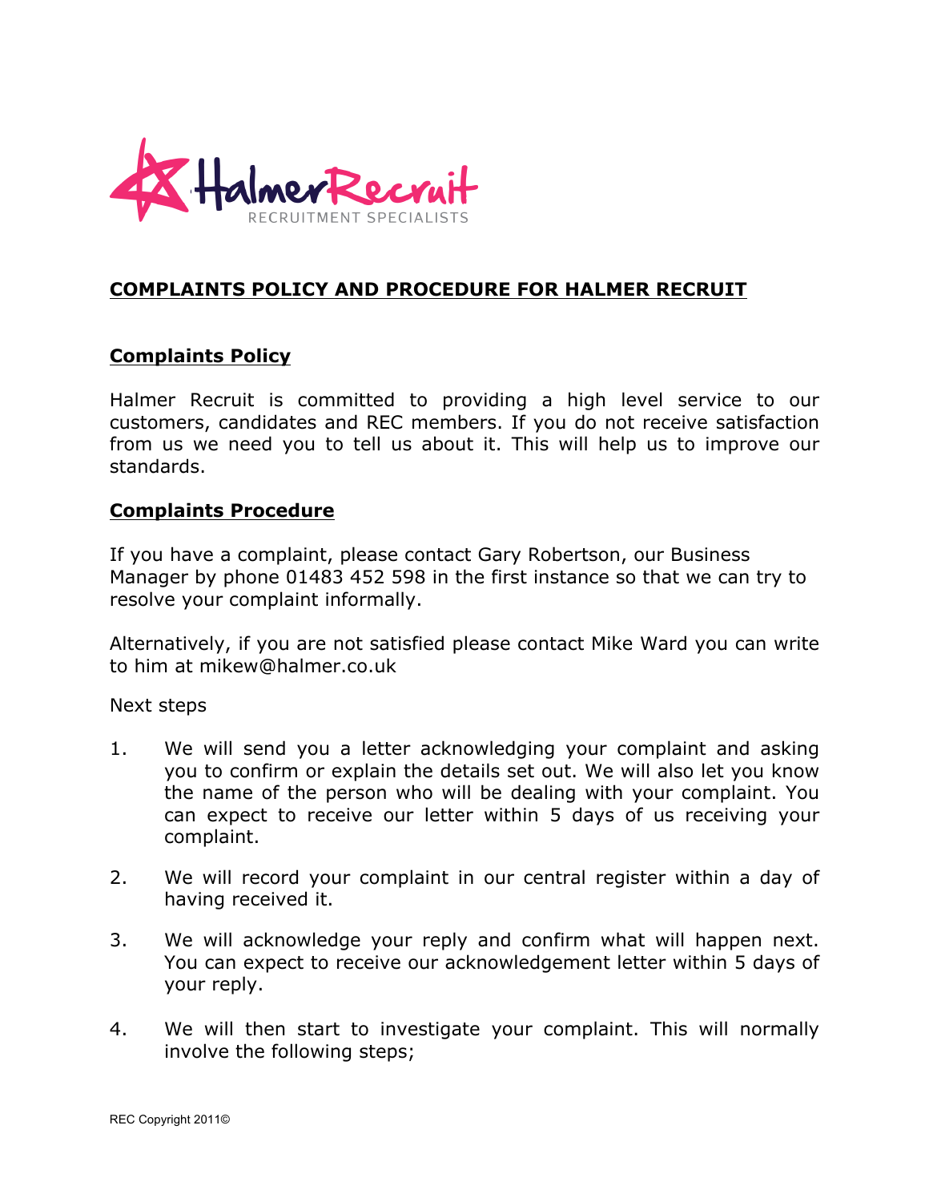Halmer Recruit
RECRUITMENT SPECIALISTS

# COMPLAINTS POLICY AND PROCEDURE FOR HALMER RECRUIT

## Complaints Policy

Halmer Recruit is committed to providing a high level service to our customers, candidates and REC members. If you do not receive satisfaction from us we need you to tell us about it. This will help us to improve our standards.

## Complaints Procedure

If you have a complaint, please contact Gary Robertson, our Business Manager by phone 01483 452 598 in the first instance so that we can try to resolve your complaint informally.

Alternatively, if you are not satisfied please contact Mike Ward you can write to him at mikew@halmer.co.uk

Next steps

1. We will send you a letter acknowledging your complaint and asking you to confirm or explain the details set out. We will also let you know the name of the person who will be dealing with your complaint. You can expect to receive our letter within 5 days of us receiving your complaint.

2. We will record your complaint in our central register within a day of having received it.

3. We will acknowledge your reply and confirm what will happen next. You can expect to receive our acknowledgement letter within 5 days of your reply.

4. We will then start to investigate your complaint. This will normally involve the following steps;

REC Copyright 2011©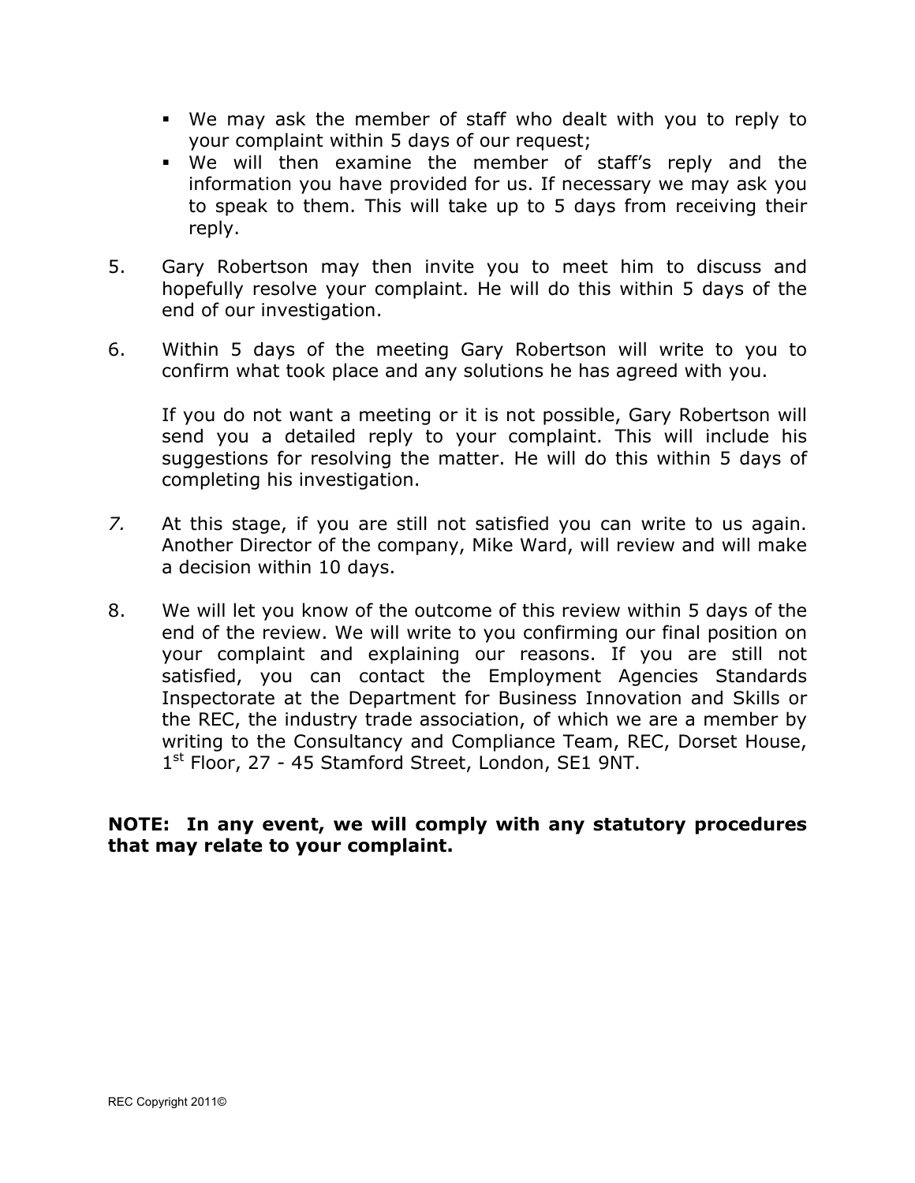- We may ask the member of staff who dealt with you to reply to your complaint within 5 days of our request;
- We will then examine the member of staff's reply and the information you have provided for us. If necessary we may ask you to speak to them. This will take up to 5 days from receiving their reply.

5. Gary Robertson may then invite you to meet him to discuss and hopefully resolve your complaint. He will do this within 5 days of the end of our investigation.

6. Within 5 days of the meeting Gary Robertson will write to you to confirm what took place and any solutions he has agreed with you.

   If you do not want a meeting or it is not possible, Gary Robertson will send you a detailed reply to your complaint. This will include his suggestions for resolving the matter. He will do this within 5 days of completing his investigation.

7. At this stage, if you are still not satisfied you can write to us again. Another Director of the company, Mike Ward, will review and will make a decision within 10 days.

8. We will let you know of the outcome of this review within 5 days of the end of the review. We will write to you confirming our final position on your complaint and explaining our reasons. If you are still not satisfied, you can contact the Employment Agencies Standards Inspectorate at the Department for Business Innovation and Skills or the REC, the industry trade association, of which we are a member by writing to the Consultancy and Compliance Team, REC, Dorset House, 1st Floor, 27 - 45 Stamford Street, London, SE1 9NT.

**NOTE: In any event, we will comply with any statutory procedures that may relate to your complaint.**

REC Copyright 2011©